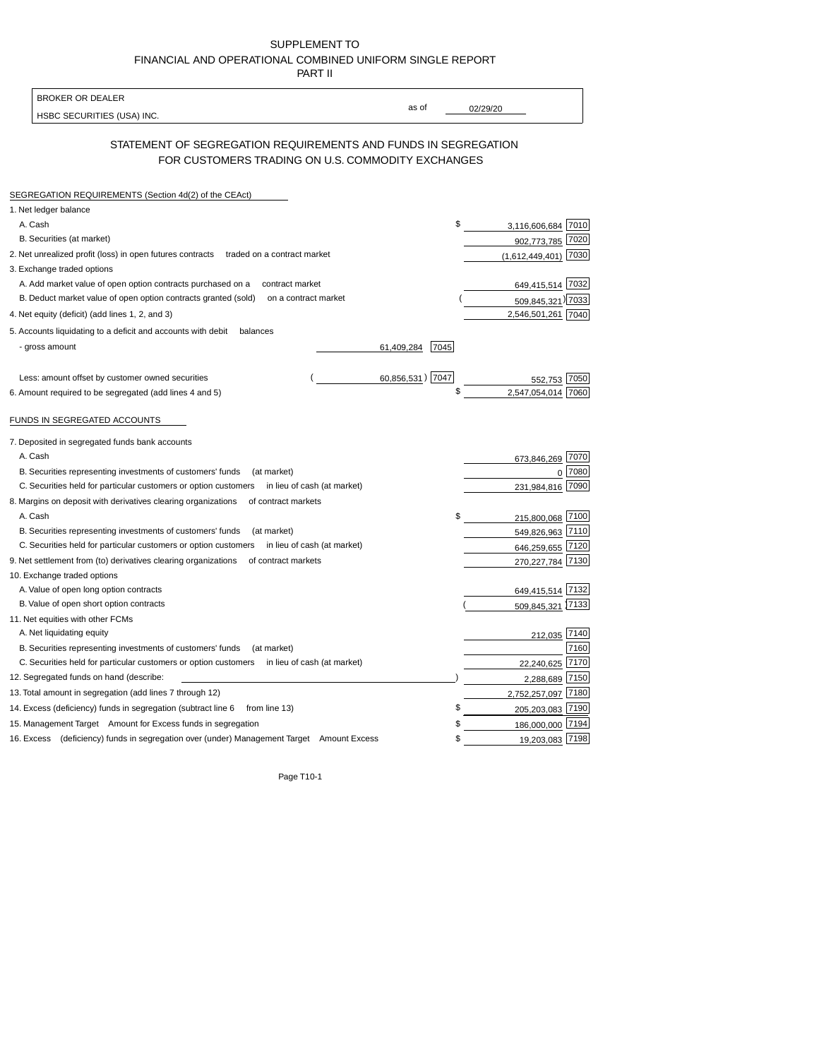SUPPLEMENT TO
FINANCIAL AND OPERATIONAL COMBINED UNIFORM SINGLE REPORT
PART II

| BROKER OR DEALER | | |
|---|---|---|
| HSBC SECURITIES (USA) INC. | as of | 02/29/20 |

## STATEMENT OF SEGREGATION REQUIREMENTS AND FUNDS IN SEGREGATION FOR CUSTOMERS TRADING ON U.S. COMMODITY EXCHANGES

### SEGREGATION REQUIREMENTS (Section 4d(2) of the CEAct)

| | | | | |
|---|---|---|---|---|
| 1. Net ledger balance | | | | |
| A. Cash | | | $ 3,116,606,684 | 7010 |
| B. Securities (at market) | | | 902,773,785 | 7020 |
| 2. Net unrealized profit (loss) in open futures contracts traded on a contract market | | | (1,612,449,401) | 7030 |
| 3. Exchange traded options | | | | |
| A. Add market value of open option contracts purchased on a contract market | | | 649,415,514 | 7032 |
| B. Deduct market value of open option contracts granted (sold) on a contract market | | | (509,845,321) | 7033 |
| 4. Net equity (deficit) (add lines 1, 2, and 3) | | | 2,546,501,261 | 7040 |
| 5. Accounts liquidating to a deficit and accounts with debit balances | | | | |
| - gross amount | 61,409,284 | 7045 | | |
| Less: amount offset by customer owned securities | (60,856,531) | 7047 | 552,753 | 7050 |
| 6. Amount required to be segregated (add lines 4 and 5) | | | $ 2,547,054,014 | 7060 |

### FUNDS IN SEGREGATED ACCOUNTS

| | | |
|---|---|---|
| 7. Deposited in segregated funds bank accounts | | |
| A. Cash | 673,846,269 | 7070 |
| B. Securities representing investments of customers' funds (at market) | 0 | 7080 |
| C. Securities held for particular customers or option customers in lieu of cash (at market) | 231,984,816 | 7090 |
| 8. Margins on deposit with derivatives clearing organizations of contract markets | | |
| A. Cash | $ 215,800,068 | 7100 |
| B. Securities representing investments of customers' funds (at market) | 549,826,963 | 7110 |
| C. Securities held for particular customers or option customers in lieu of cash (at market) | 646,259,655 | 7120 |
| 9. Net settlement from (to) derivatives clearing organizations of contract markets | 270,227,784 | 7130 |
| 10. Exchange traded options | | |
| A. Value of open long option contracts | 649,415,514 | 7132 |
| B. Value of open short option contracts | (509,845,321) | 7133 |
| 11. Net equities with other FCMs | | |
| A. Net liquidating equity | 212,035 | 7140 |
| B. Securities representing investments of customers' funds (at market) | | 7160 |
| C. Securities held for particular customers or option customers in lieu of cash (at market) | 22,240,625 | 7170 |
| 12. Segregated funds on hand (describe: ) | 2,288,689 | 7150 |
| 13. Total amount in segregation (add lines 7 through 12) | 2,752,257,097 | 7180 |
| 14. Excess (deficiency) funds in segregation (subtract line 6 from line 13) | $ 205,203,083 | 7190 |
| 15. Management Target Amount for Excess funds in segregation | $ 186,000,000 | 7194 |
| 16. Excess (deficiency) funds in segregation over (under) Management Target Amount Excess | $ 19,203,083 | 7198 |

Page T10-1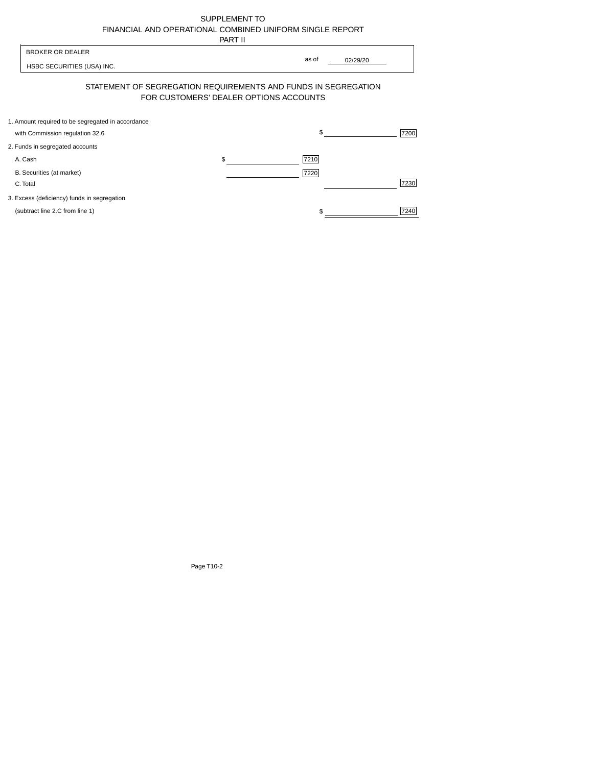SUPPLEMENT TO
FINANCIAL AND OPERATIONAL COMBINED UNIFORM SINGLE REPORT
PART II

| BROKER OR DEALER | |
|---|---|
| HSBC SECURITIES (USA) INC. | as of 02/29/20 |

## STATEMENT OF SEGREGATION REQUIREMENTS AND FUNDS IN SEGREGATION FOR CUSTOMERS' DEALER OPTIONS ACCOUNTS

| | | | | |
|---|---|---|---|---|
| 1. Amount required to be segregated in accordance with Commission regulation 32.6 | | | $ | 7200 |
| 2. Funds in segregated accounts | | | | |
| A. Cash | $ | 7210 | | |
| B. Securities (at market) | | 7220 | | |
| C. Total | | | | 7230 |
| 3. Excess (deficiency) funds in segregation (subtract line 2.C from line 1) | | | $ | 7240 |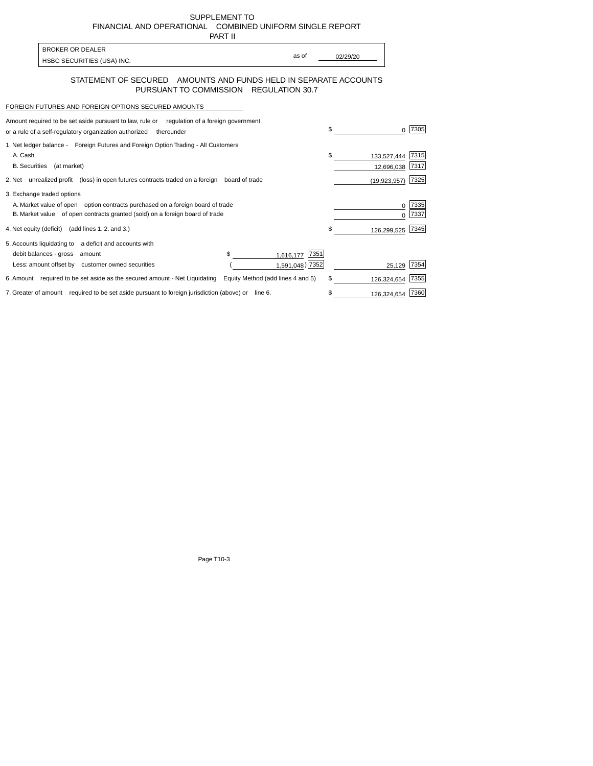SUPPLEMENT TO
FINANCIAL AND OPERATIONAL COMBINED UNIFORM SINGLE REPORT
PART II

| BROKER OR DEALER | | |
|---|---|---|
| HSBC SECURITIES (USA) INC. | as of | 02/29/20 |

## STATEMENT OF SECURED AMOUNTS AND FUNDS HELD IN SEPARATE ACCOUNTS PURSUANT TO COMMISSION REGULATION 30.7

FOREIGN FUTURES AND FOREIGN OPTIONS SECURED AMOUNTS

| Item | | | Amount | Code |
|---|---|---|---|---|
| Amount required to be set aside pursuant to law, rule or regulation of a foreign government or a rule of a self-regulatory organization authorized thereunder | | | $ 0 | 7305 |
| 1. Net ledger balance - Foreign Futures and Foreign Option Trading - All Customers | | | | |
| A. Cash | | | $ 133,527,444 | 7315 |
| B. Securities (at market) | | | 12,696,038 | 7317 |
| 2. Net unrealized profit (loss) in open futures contracts traded on a foreign board of trade | | | (19,923,957) | 7325 |
| 3. Exchange traded options | | | | |
| A. Market value of open option contracts purchased on a foreign board of trade | | | 0 | 7335 |
| B. Market value of open contracts granted (sold) on a foreign board of trade | | | 0 | 7337 |
| 4. Net equity (deficit) (add lines 1. 2. and 3.) | | | $ 126,299,525 | 7345 |
| 5. Accounts liquidating to a deficit and accounts with debit balances - gross amount | $ 1,616,177 | 7351 | | |
| Less: amount offset by customer owned securities | (1,591,048) | 7352 | 25,129 | 7354 |
| 6. Amount required to be set aside as the secured amount - Net Liquidating Equity Method (add lines 4 and 5) | | | $ 126,324,654 | 7355 |
| 7. Greater of amount required to be set aside pursuant to foreign jurisdiction (above) or line 6. | | | $ 126,324,654 | 7360 |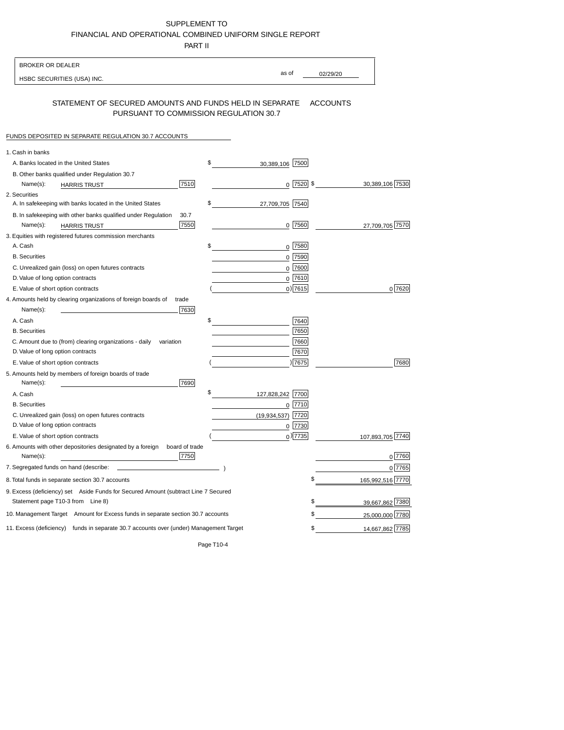SUPPLEMENT TO
FINANCIAL AND OPERATIONAL COMBINED UNIFORM SINGLE REPORT
PART II

BROKER OR DEALER
HSBC SECURITIES (USA) INC. as of 02/29/20

## STATEMENT OF SECURED AMOUNTS AND FUNDS HELD IN SEPARATE ACCOUNTS PURSUANT TO COMMISSION REGULATION 30.7

FUNDS DEPOSITED IN SEPARATE REGULATION 30.7 ACCOUNTS

| | | | |
|---|---|---|---|
| 1. Cash in banks | | | |
| A. Banks located in the United States | | $ 30,389,106 [7500] | |
| B. Other banks qualified under Regulation 30.7 | | | |
| Name(s): HARRIS TRUST | [7510] | 0 [7520] | $ 30,389,106 [7530] |
| 2. Securities | | | |
| A. In safekeeping with banks located in the United States | | $ 27,709,705 [7540] | |
| B. In safekeeping with other banks qualified under Regulation 30.7 | | | |
| Name(s): HARRIS TRUST | [7550] | 0 [7560] | 27,709,705 [7570] |
| 3. Equities with registered futures commission merchants | | | |
| A. Cash | | $ 0 [7580] | |
| B. Securities | | 0 [7590] | |
| C. Unrealized gain (loss) on open futures contracts | | 0 [7600] | |
| D. Value of long option contracts | | 0 [7610] | |
| E. Value of short option contracts | | ( 0) [7615] | 0 [7620] |
| 4. Amounts held by clearing organizations of foreign boards of trade | | | |
| Name(s): | [7630] | | |
| A. Cash | | $ [7640] | |
| B. Securities | | [7650] | |
| C. Amount due to (from) clearing organizations - daily variation | | [7660] | |
| D. Value of long option contracts | | [7670] | |
| E. Value of short option contracts | | ( ) [7675] | [7680] |
| 5. Amounts held by members of foreign boards of trade | | | |
| Name(s): | [7690] | | |
| A. Cash | | $ 127,828,242 [7700] | |
| B. Securities | | 0 [7710] | |
| C. Unrealized gain (loss) on open futures contracts | | (19,934,537) [7720] | |
| D. Value of long option contracts | | 0 [7730] | |
| E. Value of short option contracts | | ( 0) [7735] | 107,893,705 [7740] |
| 6. Amounts with other depositories designated by a foreign board of trade | | | |
| Name(s): | [7750] | | 0 [7760] |
| 7. Segregated funds on hand (describe: ) | | | 0 [7765] |
| 8. Total funds in separate section 30.7 accounts | | | $ 165,992,516 [7770] |
| 9. Excess (deficiency) set Aside Funds for Secured Amount (subtract Line 7 Secured Statement page T10-3 from Line 8) | | | $ 39,667,862 [7380] |
| 10. Management Target Amount for Excess funds in separate section 30.7 accounts | | | $ 25,000,000 [7780] |
| 11. Excess (deficiency) funds in separate 30.7 accounts over (under) Management Target | | | $ 14,667,862 [7785] |

Page T10-4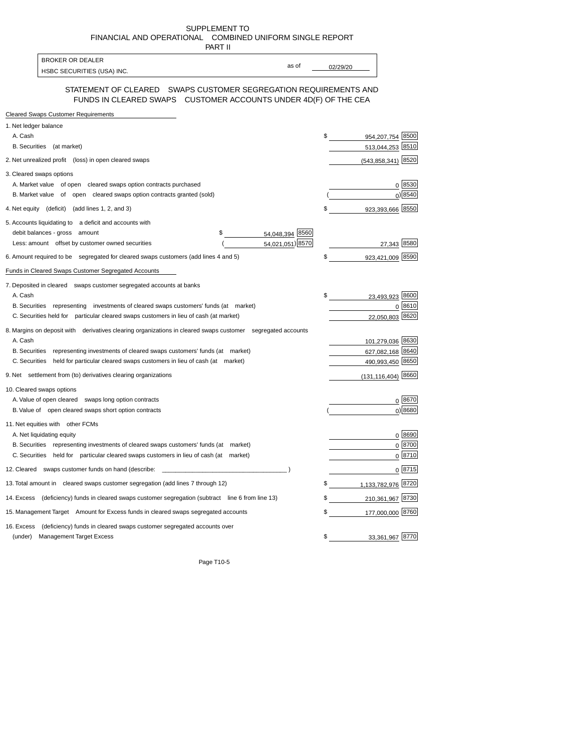SUPPLEMENT TO
FINANCIAL AND OPERATIONAL COMBINED UNIFORM SINGLE REPORT
PART II

| BROKER OR DEALER | | |
|---|---|---|
| HSBC SECURITIES (USA) INC. | as of | 02/29/20 |

## STATEMENT OF CLEARED SWAPS CUSTOMER SEGREGATION REQUIREMENTS AND FUNDS IN CLEARED SWAPS CUSTOMER ACCOUNTS UNDER 4D(F) OF THE CEA

| | | | | |
|---|---|---|---|---|
| **Cleared Swaps Customer Requirements** | | | | |
| 1. Net ledger balance | | | | |
| A. Cash | | | $ 954,207,754 | 8500 |
| B. Securities (at market) | | | 513,044,253 | 8510 |
| 2. Net unrealized profit (loss) in open cleared swaps | | | (543,858,341) | 8520 |
| 3. Cleared swaps options | | | | |
| A. Market value of open cleared swaps option contracts purchased | | | 0 | 8530 |
| B. Market value of open cleared swaps option contracts granted (sold) | | | (0) | 8540 |
| 4. Net equity (deficit) (add lines 1, 2, and 3) | | | $ 923,393,666 | 8550 |
| 5. Accounts liquidating to a deficit and accounts with debit balances - gross amount | $ 54,048,394 | 8560 | | |
| Less: amount offset by customer owned securities | (54,021,051) | 8570 | 27,343 | 8580 |
| 6. Amount required to be segregated for cleared swaps customers (add lines 4 and 5) | | | $ 923,421,009 | 8590 |
| **Funds in Cleared Swaps Customer Segregated Accounts** | | | | |
| 7. Deposited in cleared swaps customer segregated accounts at banks | | | | |
| A. Cash | | | $ 23,493,923 | 8600 |
| B. Securities representing investments of cleared swaps customers' funds (at market) | | | 0 | 8610 |
| C. Securities held for particular cleared swaps customers in lieu of cash (at market) | | | 22,050,803 | 8620 |
| 8. Margins on deposit with derivatives clearing organizations in cleared swaps customer segregated accounts | | | | |
| A. Cash | | | 101,279,036 | 8630 |
| B. Securities representing investments of cleared swaps customers' funds (at market) | | | 627,082,168 | 8640 |
| C. Securities held for particular cleared swaps customers in lieu of cash (at market) | | | 490,993,450 | 8650 |
| 9. Net settlement from (to) derivatives clearing organizations | | | (131,116,404) | 8660 |
| 10. Cleared swaps options | | | | |
| A. Value of open cleared swaps long option contracts | | | 0 | 8670 |
| B. Value of open cleared swaps short option contracts | | | (0) | 8680 |
| 11. Net equities with other FCMs | | | | |
| A. Net liquidating equity | | | 0 | 8690 |
| B. Securities representing investments of cleared swaps customers' funds (at market) | | | 0 | 8700 |
| C. Securities held for particular cleared swaps customers in lieu of cash (at market) | | | 0 | 8710 |
| 12. Cleared swaps customer funds on hand (describe: ____________________________________ ) | | | 0 | 8715 |
| 13. Total amount in cleared swaps customer segregation (add lines 7 through 12) | | | $ 1,133,782,976 | 8720 |
| 14. Excess (deficiency) funds in cleared swaps customer segregation (subtract line 6 from line 13) | | | $ 210,361,967 | 8730 |
| 15. Management Target Amount for Excess funds in cleared swaps segregated accounts | | | $ 177,000,000 | 8760 |
| 16. Excess (deficiency) funds in cleared swaps customer segregated accounts over (under) Management Target Excess | | | $ 33,361,967 | 8770 |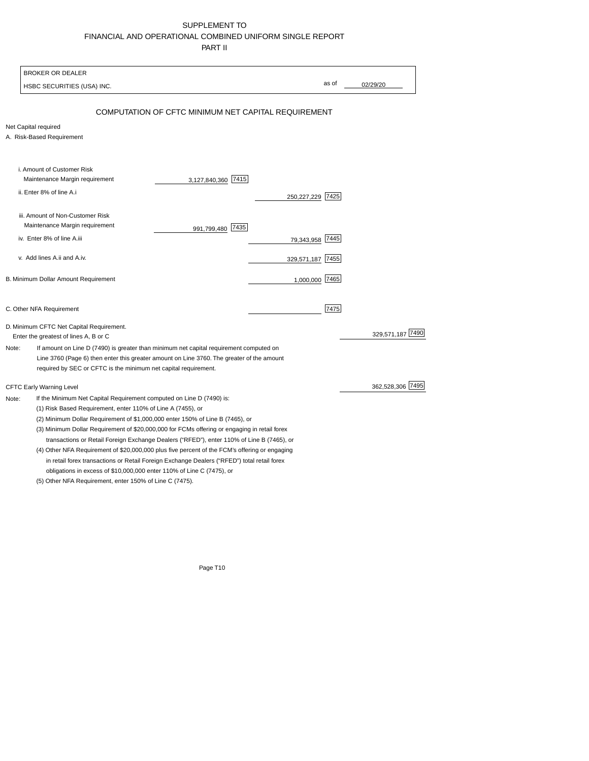SUPPLEMENT TO
FINANCIAL AND OPERATIONAL COMBINED UNIFORM SINGLE REPORT
PART II

| | |
|---|---|
| BROKER OR DEALER | |
| HSBC SECURITIES (USA) INC. | as of 02/29/20 |

## COMPUTATION OF CFTC MINIMUM NET CAPITAL REQUIREMENT

Net Capital required

A. Risk-Based Requirement

| | | | |
|---|---|---|---|
| i. Amount of Customer Risk Maintenance Margin requirement | 3,127,840,360 [7415] | | |
| ii. Enter 8% of line A.i | | 250,227,229 [7425] | |
| iii. Amount of Non-Customer Risk Maintenance Margin requirement | 991,799,480 [7435] | | |
| iv. Enter 8% of line A.iii | | 79,343,958 [7445] | |
| v. Add lines A.ii and A.iv. | | 329,571,187 [7455] | |
| B. Minimum Dollar Amount Requirement | | 1,000,000 [7465] | |
| C. Other NFA Requirement | | [7475] | |
| D. Minimum CFTC Net Capital Requirement. Enter the greatest of lines A, B or C | | | 329,571,187 [7490] |

Note: If amount on Line D (7490) is greater than minimum net capital requirement computed on Line 3760 (Page 6) then enter this greater amount on Line 3760. The greater of the amount required by SEC or CFTC is the minimum net capital requirement.

| | |
|---|---|
| CFTC Early Warning Level | 362,528,306 [7495] |

Note: If the Minimum Net Capital Requirement computed on Line D (7490) is:

(1) Risk Based Requirement, enter 110% of Line A (7455), or

(2) Minimum Dollar Requirement of $1,000,000 enter 150% of Line B (7465), or

(3) Minimum Dollar Requirement of $20,000,000 for FCMs offering or engaging in retail forex transactions or Retail Foreign Exchange Dealers ("RFED"), enter 110% of Line B (7465), or

(4) Other NFA Requirement of $20,000,000 plus five percent of the FCM's offering or engaging in retail forex transactions or Retail Foreign Exchange Dealers ("RFED") total retail forex obligations in excess of $10,000,000 enter 110% of Line C (7475), or

(5) Other NFA Requirement, enter 150% of Line C (7475).